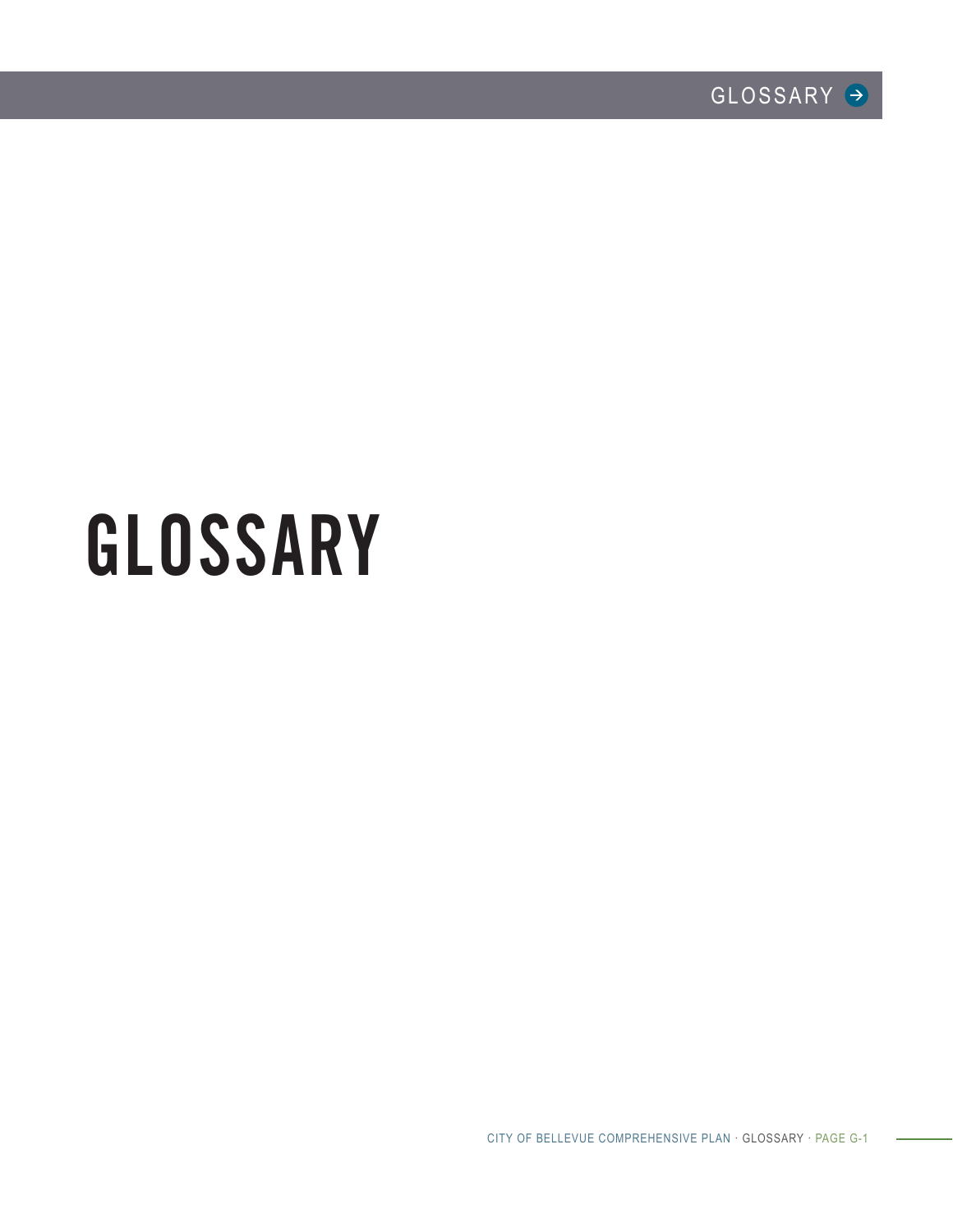# GLOSSARY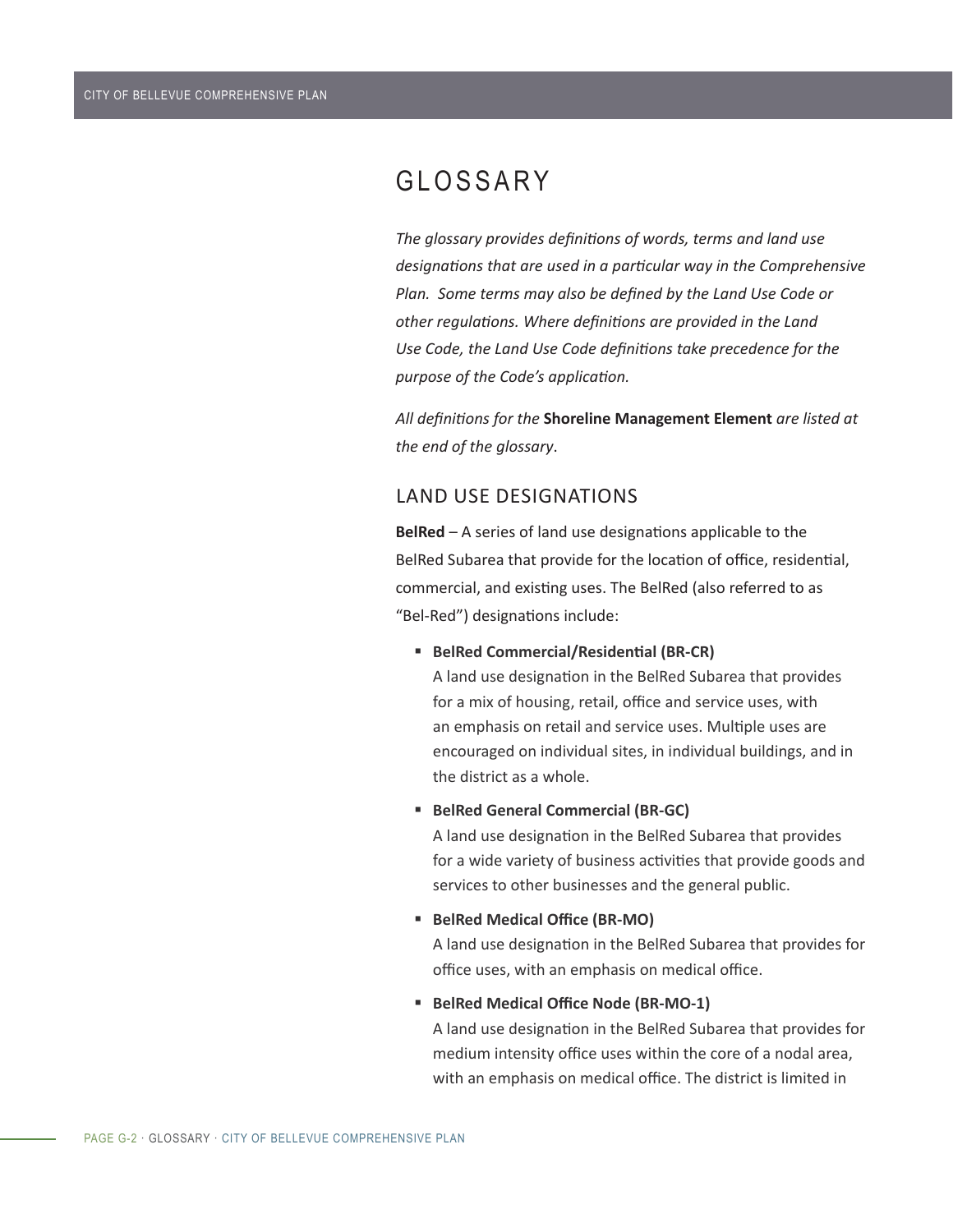# GLOSSARY

*The glossary provides definitions of words, terms and land use designations that are used in a particular way in the Comprehensive Plan. Some terms may also be defined by the Land Use Code or other regulations. Where definitions are provided in the Land Use Code, the Land Use Code definitions take precedence for the purpose of the Code's application.*

*All definitions for the* **Shoreline Management Element** *are listed at the end of the glossary*.

## LAND USE DESIGNATIONS

**BelRed** – A series of land use designations applicable to the BelRed Subarea that provide for the location of office, residential, commercial, and existing uses. The BelRed (also referred to as "Bel-Red") designations include:

- **BelRed Commercial/Residential (BR-CR)**
  A land use designation in the BelRed Subarea that provides for a mix of housing, retail, office and service uses, with an emphasis on retail and service uses. Multiple uses are encouraged on individual sites, in individual buildings, and in the district as a whole.
- **BelRed General Commercial (BR-GC)**
  A land use designation in the BelRed Subarea that provides for a wide variety of business activities that provide goods and services to other businesses and the general public.
- **BelRed Medical Office (BR-MO)**
  A land use designation in the BelRed Subarea that provides for office uses, with an emphasis on medical office.
- **BelRed Medical Office Node (BR-MO-1)**
  A land use designation in the BelRed Subarea that provides for medium intensity office uses within the core of a nodal area, with an emphasis on medical office. The district is limited in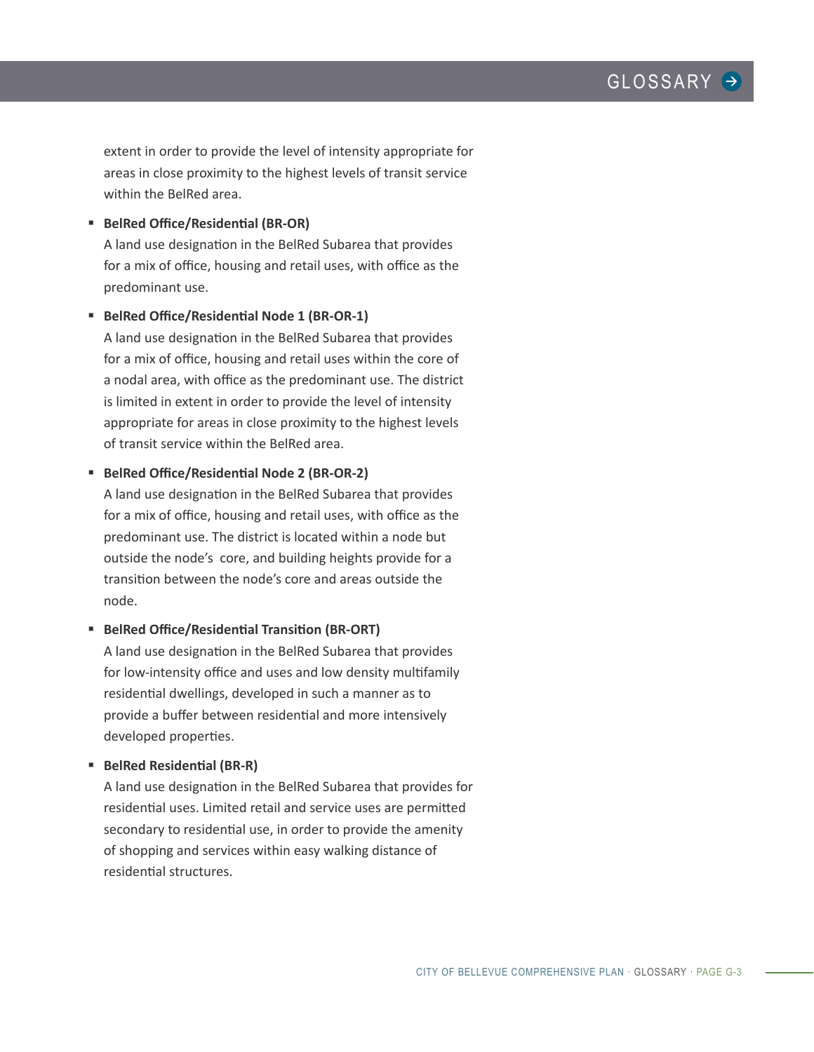extent in order to provide the level of intensity appropriate for areas in close proximity to the highest levels of transit service within the BelRed area.

- **BelRed Office/Residential (BR-OR)**
  A land use designation in the BelRed Subarea that provides for a mix of office, housing and retail uses, with office as the predominant use.

- **BelRed Office/Residential Node 1 (BR-OR-1)**
  A land use designation in the BelRed Subarea that provides for a mix of office, housing and retail uses within the core of a nodal area, with office as the predominant use. The district is limited in extent in order to provide the level of intensity appropriate for areas in close proximity to the highest levels of transit service within the BelRed area.

- **BelRed Office/Residential Node 2 (BR-OR-2)**
  A land use designation in the BelRed Subarea that provides for a mix of office, housing and retail uses, with office as the predominant use. The district is located within a node but outside the node's core, and building heights provide for a transition between the node's core and areas outside the node.

- **BelRed Office/Residential Transition (BR-ORT)**
  A land use designation in the BelRed Subarea that provides for low-intensity office and uses and low density multifamily residential dwellings, developed in such a manner as to provide a buffer between residential and more intensively developed properties.

- **BelRed Residential (BR-R)**
  A land use designation in the BelRed Subarea that provides for residential uses. Limited retail and service uses are permitted secondary to residential use, in order to provide the amenity of shopping and services within easy walking distance of residential structures.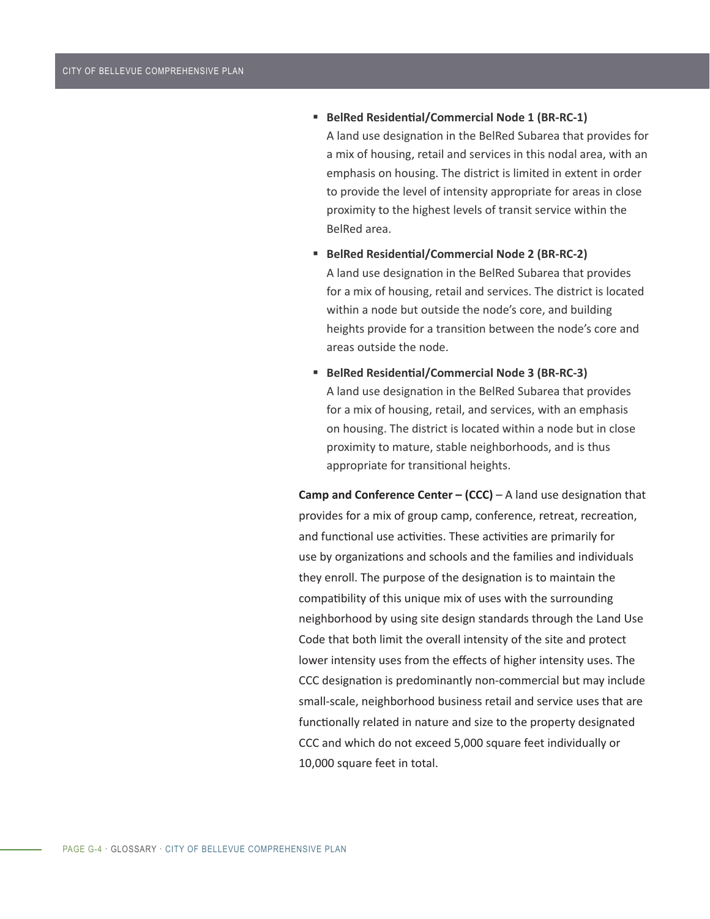- **BelRed Residential/Commercial Node 1 (BR-RC-1)**
  A land use designation in the BelRed Subarea that provides for a mix of housing, retail and services in this nodal area, with an emphasis on housing. The district is limited in extent in order to provide the level of intensity appropriate for areas in close proximity to the highest levels of transit service within the BelRed area.
- **BelRed Residential/Commercial Node 2 (BR-RC-2)**
  A land use designation in the BelRed Subarea that provides for a mix of housing, retail and services. The district is located within a node but outside the node's core, and building heights provide for a transition between the node's core and areas outside the node.
- **BelRed Residential/Commercial Node 3 (BR-RC-3)**
  A land use designation in the BelRed Subarea that provides for a mix of housing, retail, and services, with an emphasis on housing. The district is located within a node but in close proximity to mature, stable neighborhoods, and is thus appropriate for transitional heights.

**Camp and Conference Center – (CCC)** – A land use designation that provides for a mix of group camp, conference, retreat, recreation, and functional use activities. These activities are primarily for use by organizations and schools and the families and individuals they enroll. The purpose of the designation is to maintain the compatibility of this unique mix of uses with the surrounding neighborhood by using site design standards through the Land Use Code that both limit the overall intensity of the site and protect lower intensity uses from the effects of higher intensity uses. The CCC designation is predominantly non-commercial but may include small-scale, neighborhood business retail and service uses that are functionally related in nature and size to the property designated CCC and which do not exceed 5,000 square feet individually or 10,000 square feet in total.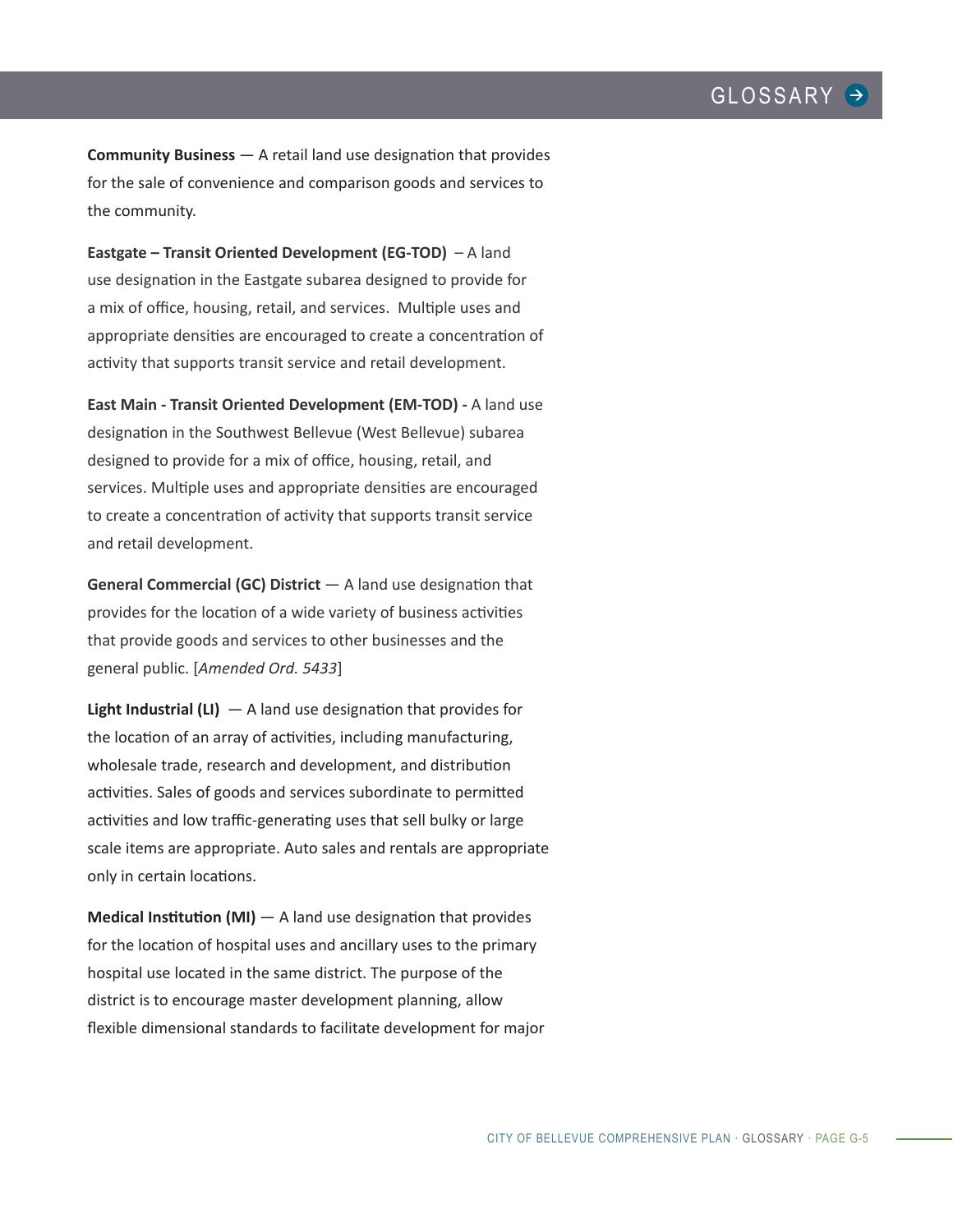**Community Business** — A retail land use designation that provides for the sale of convenience and comparison goods and services to the community.

**Eastgate – Transit Oriented Development (EG-TOD)** – A land use designation in the Eastgate subarea designed to provide for a mix of office, housing, retail, and services. Multiple uses and appropriate densities are encouraged to create a concentration of activity that supports transit service and retail development.

**East Main - Transit Oriented Development (EM-TOD) -** A land use designation in the Southwest Bellevue (West Bellevue) subarea designed to provide for a mix of office, housing, retail, and services. Multiple uses and appropriate densities are encouraged to create a concentration of activity that supports transit service and retail development.

**General Commercial (GC) District** — A land use designation that provides for the location of a wide variety of business activities that provide goods and services to other businesses and the general public. [*Amended Ord. 5433*]

**Light Industrial (LI)** — A land use designation that provides for the location of an array of activities, including manufacturing, wholesale trade, research and development, and distribution activities. Sales of goods and services subordinate to permitted activities and low traffic-generating uses that sell bulky or large scale items are appropriate. Auto sales and rentals are appropriate only in certain locations.

**Medical Institution (MI)** — A land use designation that provides for the location of hospital uses and ancillary uses to the primary hospital use located in the same district. The purpose of the district is to encourage master development planning, allow flexible dimensional standards to facilitate development for major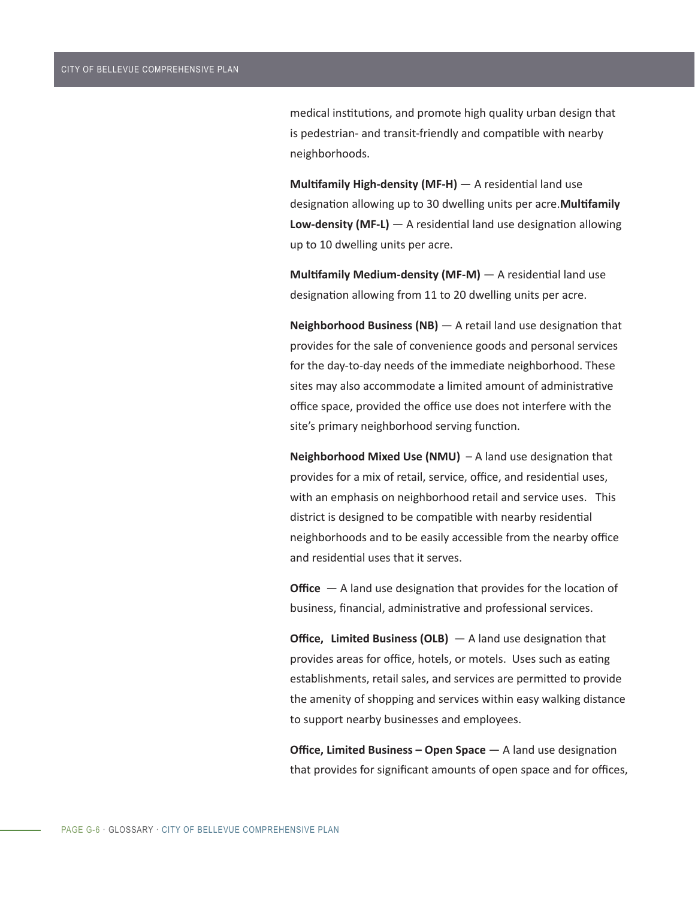medical institutions, and promote high quality urban design that is pedestrian- and transit-friendly and compatible with nearby neighborhoods.

**Multifamily High-density (MF-H)** — A residential land use designation allowing up to 30 dwelling units per acre.**Multifamily Low-density (MF-L)** — A residential land use designation allowing up to 10 dwelling units per acre.

**Multifamily Medium-density (MF-M)** — A residential land use designation allowing from 11 to 20 dwelling units per acre.

**Neighborhood Business (NB)** — A retail land use designation that provides for the sale of convenience goods and personal services for the day-to-day needs of the immediate neighborhood. These sites may also accommodate a limited amount of administrative office space, provided the office use does not interfere with the site's primary neighborhood serving function.

**Neighborhood Mixed Use (NMU)** – A land use designation that provides for a mix of retail, service, office, and residential uses, with an emphasis on neighborhood retail and service uses. This district is designed to be compatible with nearby residential neighborhoods and to be easily accessible from the nearby office and residential uses that it serves.

**Office** — A land use designation that provides for the location of business, financial, administrative and professional services.

**Office, Limited Business (OLB)** — A land use designation that provides areas for office, hotels, or motels. Uses such as eating establishments, retail sales, and services are permitted to provide the amenity of shopping and services within easy walking distance to support nearby businesses and employees.

**Office, Limited Business – Open Space** — A land use designation that provides for significant amounts of open space and for offices,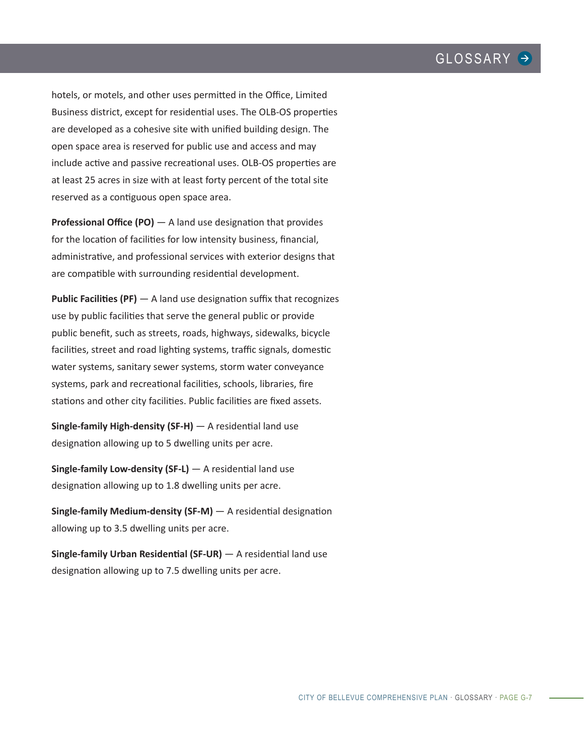hotels, or motels, and other uses permitted in the Office, Limited Business district, except for residential uses. The OLB-OS properties are developed as a cohesive site with unified building design. The open space area is reserved for public use and access and may include active and passive recreational uses. OLB-OS properties are at least 25 acres in size with at least forty percent of the total site reserved as a contiguous open space area.

**Professional Office (PO)** — A land use designation that provides for the location of facilities for low intensity business, financial, administrative, and professional services with exterior designs that are compatible with surrounding residential development.

**Public Facilities (PF)** — A land use designation suffix that recognizes use by public facilities that serve the general public or provide public benefit, such as streets, roads, highways, sidewalks, bicycle facilities, street and road lighting systems, traffic signals, domestic water systems, sanitary sewer systems, storm water conveyance systems, park and recreational facilities, schools, libraries, fire stations and other city facilities. Public facilities are fixed assets.

**Single-family High-density (SF-H)** — A residential land use designation allowing up to 5 dwelling units per acre.

**Single-family Low-density (SF-L)** — A residential land use designation allowing up to 1.8 dwelling units per acre.

**Single-family Medium-density (SF-M)** — A residential designation allowing up to 3.5 dwelling units per acre.

**Single-family Urban Residential (SF-UR)** — A residential land use designation allowing up to 7.5 dwelling units per acre.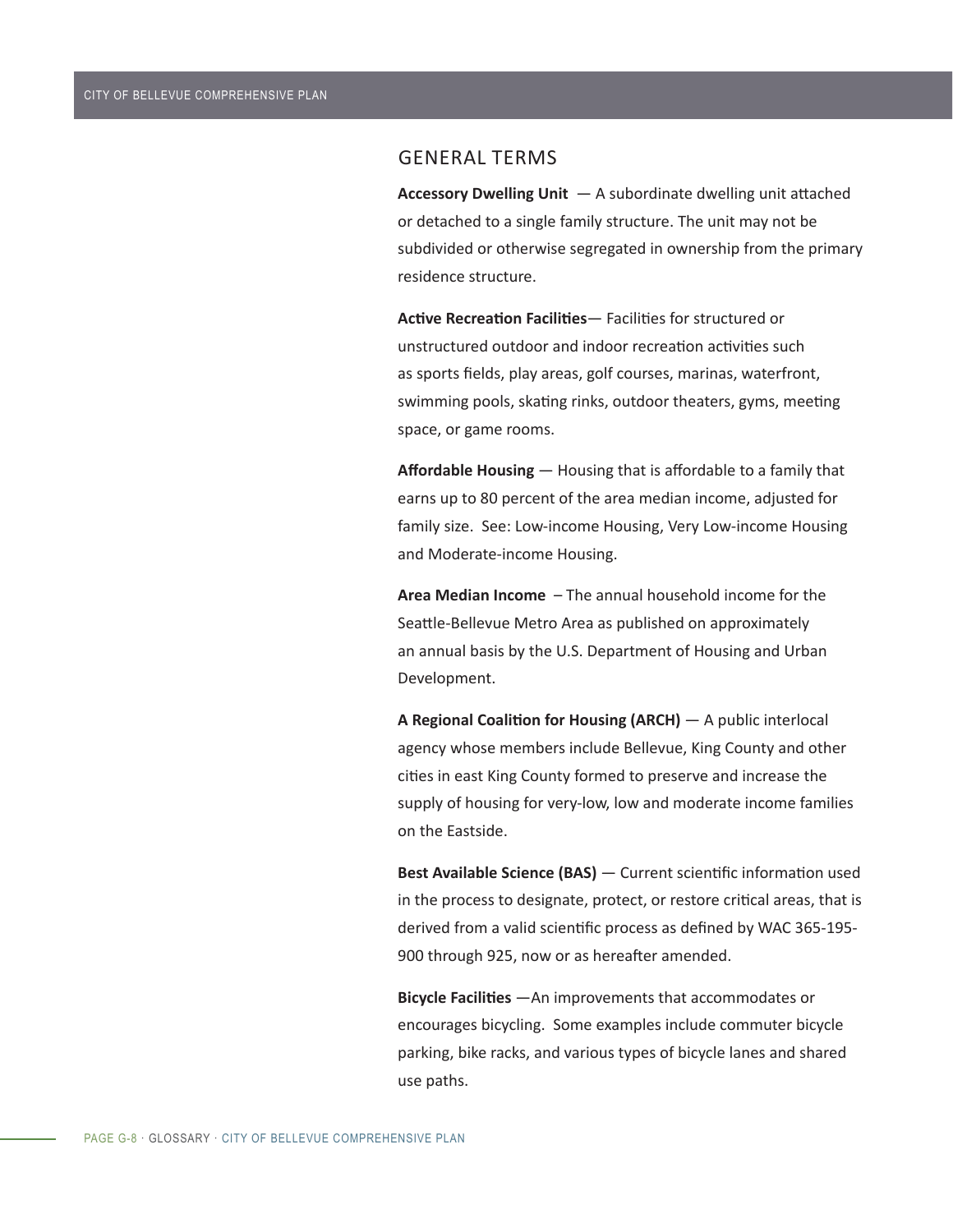## GENERAL TERMS

**Accessory Dwelling Unit** — A subordinate dwelling unit attached or detached to a single family structure. The unit may not be subdivided or otherwise segregated in ownership from the primary residence structure.

**Active Recreation Facilities**— Facilities for structured or unstructured outdoor and indoor recreation activities such as sports fields, play areas, golf courses, marinas, waterfront, swimming pools, skating rinks, outdoor theaters, gyms, meeting space, or game rooms.

**Affordable Housing** — Housing that is affordable to a family that earns up to 80 percent of the area median income, adjusted for family size. See: Low-income Housing, Very Low-income Housing and Moderate-income Housing.

**Area Median Income** – The annual household income for the Seattle-Bellevue Metro Area as published on approximately an annual basis by the U.S. Department of Housing and Urban Development.

**A Regional Coalition for Housing (ARCH)** — A public interlocal agency whose members include Bellevue, King County and other cities in east King County formed to preserve and increase the supply of housing for very-low, low and moderate income families on the Eastside.

**Best Available Science (BAS)** — Current scientific information used in the process to designate, protect, or restore critical areas, that is derived from a valid scientific process as defined by WAC 365-195-900 through 925, now or as hereafter amended.

**Bicycle Facilities** —An improvements that accommodates or encourages bicycling. Some examples include commuter bicycle parking, bike racks, and various types of bicycle lanes and shared use paths.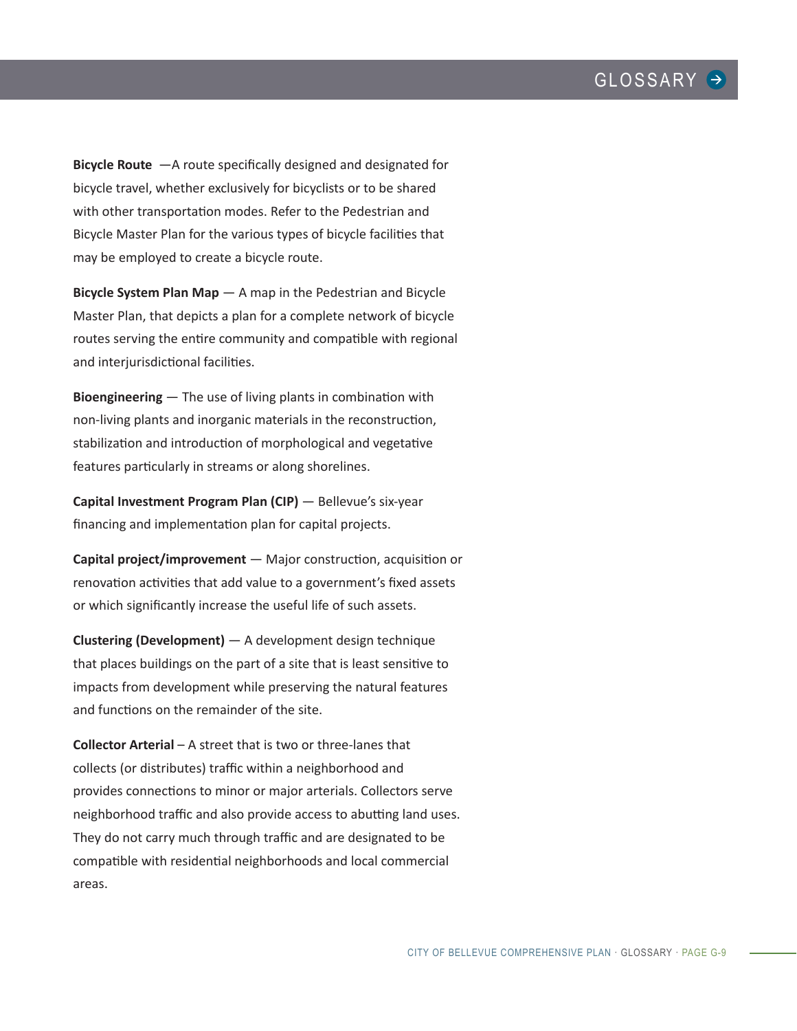**Bicycle Route** —A route specifically designed and designated for bicycle travel, whether exclusively for bicyclists or to be shared with other transportation modes. Refer to the Pedestrian and Bicycle Master Plan for the various types of bicycle facilities that may be employed to create a bicycle route.

**Bicycle System Plan Map** — A map in the Pedestrian and Bicycle Master Plan, that depicts a plan for a complete network of bicycle routes serving the entire community and compatible with regional and interjurisdictional facilities.

**Bioengineering** — The use of living plants in combination with non-living plants and inorganic materials in the reconstruction, stabilization and introduction of morphological and vegetative features particularly in streams or along shorelines.

**Capital Investment Program Plan (CIP)** — Bellevue's six-year financing and implementation plan for capital projects.

**Capital project/improvement** — Major construction, acquisition or renovation activities that add value to a government's fixed assets or which significantly increase the useful life of such assets.

**Clustering (Development)** — A development design technique that places buildings on the part of a site that is least sensitive to impacts from development while preserving the natural features and functions on the remainder of the site.

**Collector Arterial** – A street that is two or three-lanes that collects (or distributes) traffic within a neighborhood and provides connections to minor or major arterials. Collectors serve neighborhood traffic and also provide access to abutting land uses. They do not carry much through traffic and are designated to be compatible with residential neighborhoods and local commercial areas.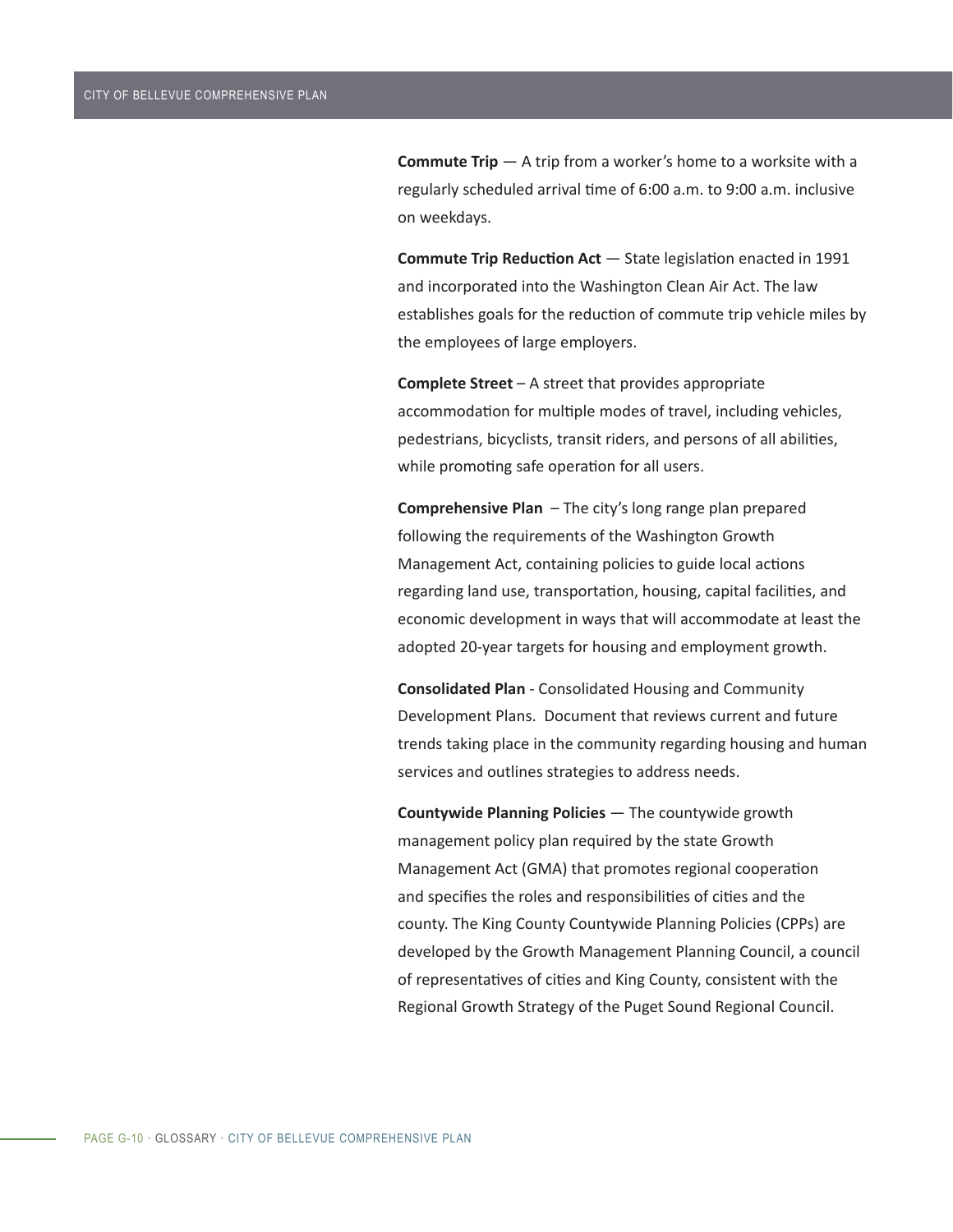**Commute Trip** — A trip from a worker's home to a worksite with a regularly scheduled arrival time of 6:00 a.m. to 9:00 a.m. inclusive on weekdays.

**Commute Trip Reduction Act** — State legislation enacted in 1991 and incorporated into the Washington Clean Air Act. The law establishes goals for the reduction of commute trip vehicle miles by the employees of large employers.

**Complete Street** – A street that provides appropriate accommodation for multiple modes of travel, including vehicles, pedestrians, bicyclists, transit riders, and persons of all abilities, while promoting safe operation for all users.

**Comprehensive Plan** – The city's long range plan prepared following the requirements of the Washington Growth Management Act, containing policies to guide local actions regarding land use, transportation, housing, capital facilities, and economic development in ways that will accommodate at least the adopted 20-year targets for housing and employment growth.

**Consolidated Plan** - Consolidated Housing and Community Development Plans. Document that reviews current and future trends taking place in the community regarding housing and human services and outlines strategies to address needs.

**Countywide Planning Policies** — The countywide growth management policy plan required by the state Growth Management Act (GMA) that promotes regional cooperation and specifies the roles and responsibilities of cities and the county. The King County Countywide Planning Policies (CPPs) are developed by the Growth Management Planning Council, a council of representatives of cities and King County, consistent with the Regional Growth Strategy of the Puget Sound Regional Council.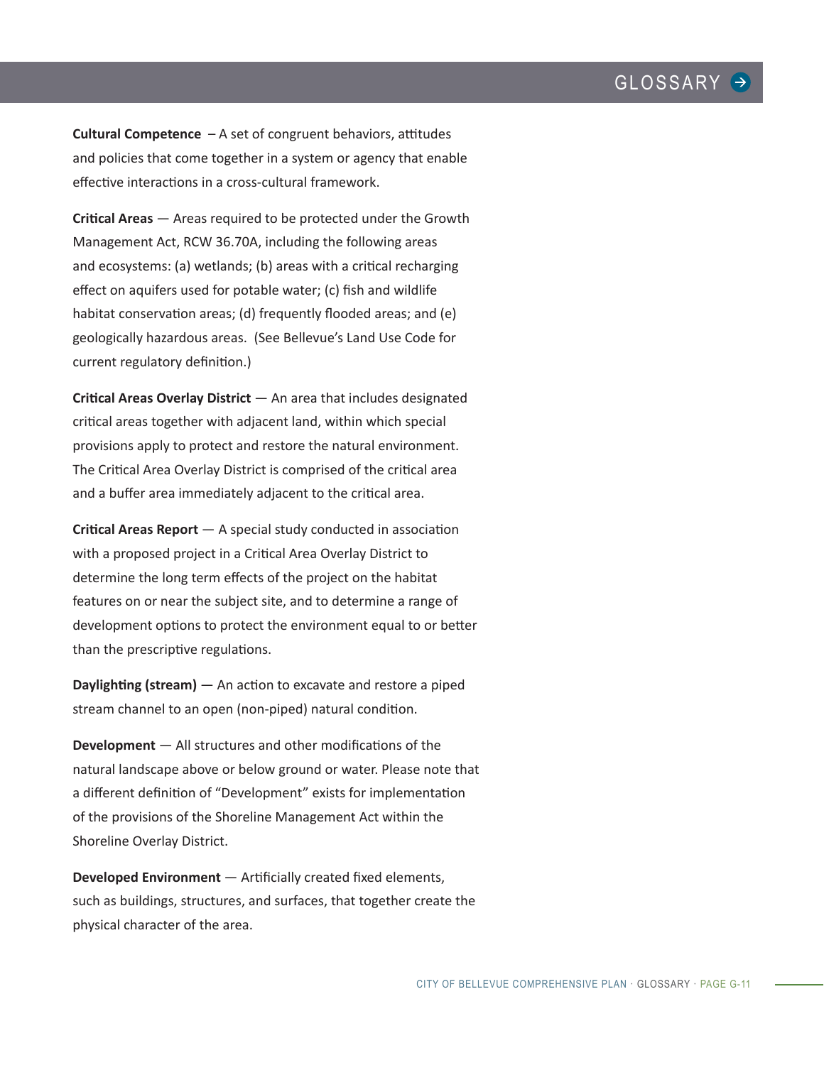**Cultural Competence** – A set of congruent behaviors, attitudes and policies that come together in a system or agency that enable effective interactions in a cross-cultural framework.

**Critical Areas** — Areas required to be protected under the Growth Management Act, RCW 36.70A, including the following areas and ecosystems: (a) wetlands; (b) areas with a critical recharging effect on aquifers used for potable water; (c) fish and wildlife habitat conservation areas; (d) frequently flooded areas; and (e) geologically hazardous areas. (See Bellevue's Land Use Code for current regulatory definition.)

**Critical Areas Overlay District** — An area that includes designated critical areas together with adjacent land, within which special provisions apply to protect and restore the natural environment. The Critical Area Overlay District is comprised of the critical area and a buffer area immediately adjacent to the critical area.

**Critical Areas Report** — A special study conducted in association with a proposed project in a Critical Area Overlay District to determine the long term effects of the project on the habitat features on or near the subject site, and to determine a range of development options to protect the environment equal to or better than the prescriptive regulations.

**Daylighting (stream)** — An action to excavate and restore a piped stream channel to an open (non-piped) natural condition.

**Development** — All structures and other modifications of the natural landscape above or below ground or water. Please note that a different definition of "Development" exists for implementation of the provisions of the Shoreline Management Act within the Shoreline Overlay District.

**Developed Environment** — Artificially created fixed elements, such as buildings, structures, and surfaces, that together create the physical character of the area.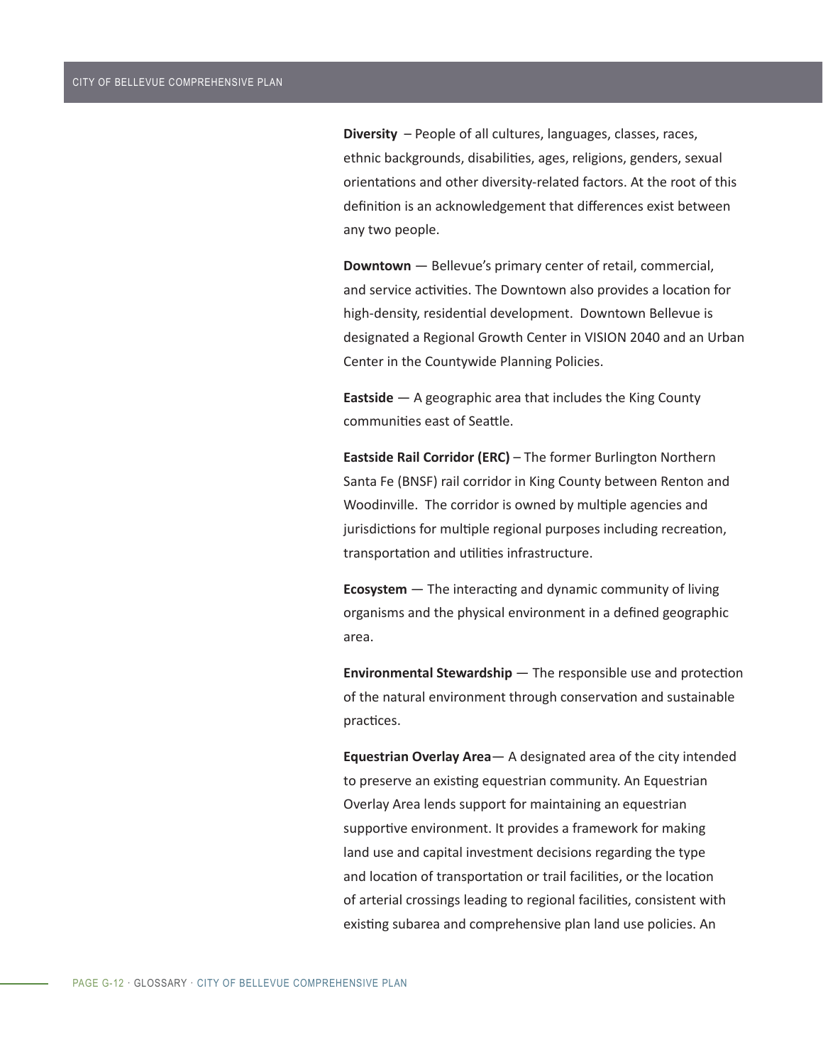**Diversity** – People of all cultures, languages, classes, races, ethnic backgrounds, disabilities, ages, religions, genders, sexual orientations and other diversity-related factors. At the root of this definition is an acknowledgement that differences exist between any two people.

**Downtown** — Bellevue's primary center of retail, commercial, and service activities. The Downtown also provides a location for high-density, residential development. Downtown Bellevue is designated a Regional Growth Center in VISION 2040 and an Urban Center in the Countywide Planning Policies.

**Eastside** — A geographic area that includes the King County communities east of Seattle.

**Eastside Rail Corridor (ERC)** – The former Burlington Northern Santa Fe (BNSF) rail corridor in King County between Renton and Woodinville. The corridor is owned by multiple agencies and jurisdictions for multiple regional purposes including recreation, transportation and utilities infrastructure.

**Ecosystem** — The interacting and dynamic community of living organisms and the physical environment in a defined geographic area.

**Environmental Stewardship** — The responsible use and protection of the natural environment through conservation and sustainable practices.

**Equestrian Overlay Area**— A designated area of the city intended to preserve an existing equestrian community. An Equestrian Overlay Area lends support for maintaining an equestrian supportive environment. It provides a framework for making land use and capital investment decisions regarding the type and location of transportation or trail facilities, or the location of arterial crossings leading to regional facilities, consistent with existing subarea and comprehensive plan land use policies. An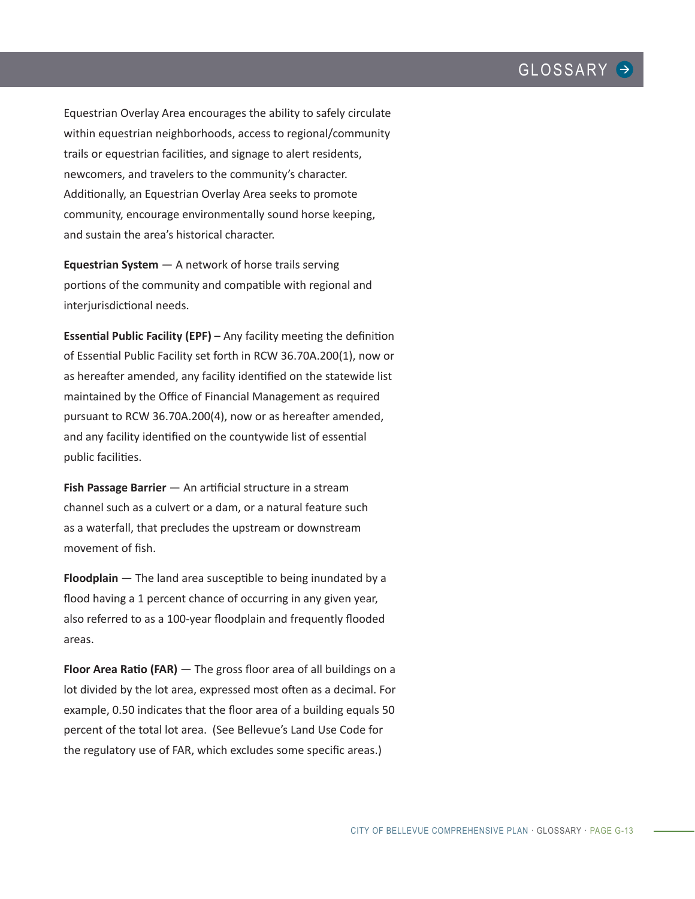Equestrian Overlay Area encourages the ability to safely circulate within equestrian neighborhoods, access to regional/community trails or equestrian facilities, and signage to alert residents, newcomers, and travelers to the community's character. Additionally, an Equestrian Overlay Area seeks to promote community, encourage environmentally sound horse keeping, and sustain the area's historical character.

**Equestrian System** — A network of horse trails serving portions of the community and compatible with regional and interjurisdictional needs.

**Essential Public Facility (EPF)** – Any facility meeting the definition of Essential Public Facility set forth in RCW 36.70A.200(1), now or as hereafter amended, any facility identified on the statewide list maintained by the Office of Financial Management as required pursuant to RCW 36.70A.200(4), now or as hereafter amended, and any facility identified on the countywide list of essential public facilities.

**Fish Passage Barrier** — An artificial structure in a stream channel such as a culvert or a dam, or a natural feature such as a waterfall, that precludes the upstream or downstream movement of fish.

**Floodplain** — The land area susceptible to being inundated by a flood having a 1 percent chance of occurring in any given year, also referred to as a 100-year floodplain and frequently flooded areas.

**Floor Area Ratio (FAR)** — The gross floor area of all buildings on a lot divided by the lot area, expressed most often as a decimal. For example, 0.50 indicates that the floor area of a building equals 50 percent of the total lot area. (See Bellevue's Land Use Code for the regulatory use of FAR, which excludes some specific areas.)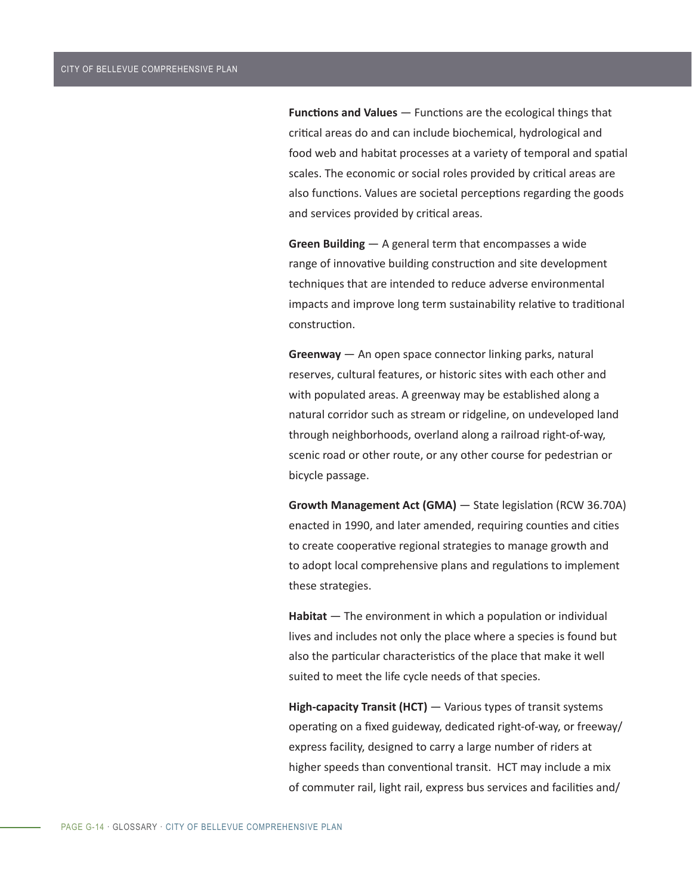**Functions and Values** — Functions are the ecological things that critical areas do and can include biochemical, hydrological and food web and habitat processes at a variety of temporal and spatial scales. The economic or social roles provided by critical areas are also functions. Values are societal perceptions regarding the goods and services provided by critical areas.

**Green Building** — A general term that encompasses a wide range of innovative building construction and site development techniques that are intended to reduce adverse environmental impacts and improve long term sustainability relative to traditional construction.

**Greenway** — An open space connector linking parks, natural reserves, cultural features, or historic sites with each other and with populated areas. A greenway may be established along a natural corridor such as stream or ridgeline, on undeveloped land through neighborhoods, overland along a railroad right-of-way, scenic road or other route, or any other course for pedestrian or bicycle passage.

**Growth Management Act (GMA)** — State legislation (RCW 36.70A) enacted in 1990, and later amended, requiring counties and cities to create cooperative regional strategies to manage growth and to adopt local comprehensive plans and regulations to implement these strategies.

**Habitat** — The environment in which a population or individual lives and includes not only the place where a species is found but also the particular characteristics of the place that make it well suited to meet the life cycle needs of that species.

**High-capacity Transit (HCT)** — Various types of transit systems operating on a fixed guideway, dedicated right-of-way, or freeway/ express facility, designed to carry a large number of riders at higher speeds than conventional transit. HCT may include a mix of commuter rail, light rail, express bus services and facilities and/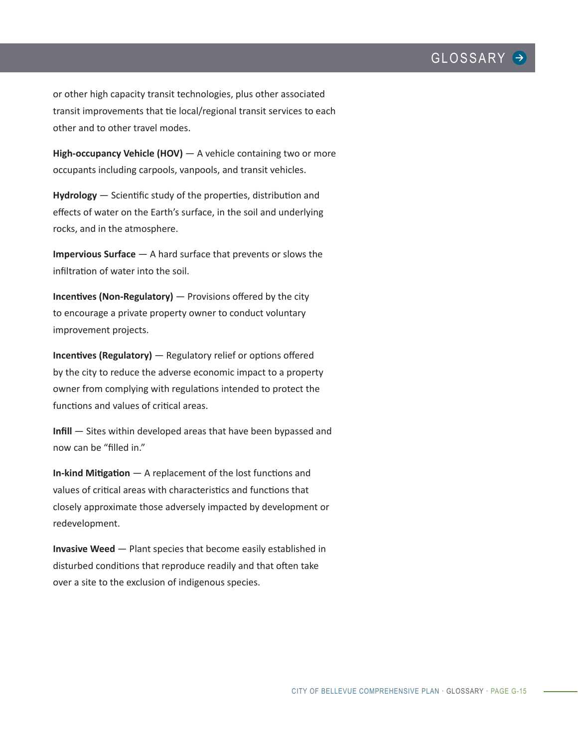or other high capacity transit technologies, plus other associated transit improvements that tie local/regional transit services to each other and to other travel modes.

**High-occupancy Vehicle (HOV)** — A vehicle containing two or more occupants including carpools, vanpools, and transit vehicles.

**Hydrology** — Scientific study of the properties, distribution and effects of water on the Earth's surface, in the soil and underlying rocks, and in the atmosphere.

**Impervious Surface** — A hard surface that prevents or slows the infiltration of water into the soil.

**Incentives (Non-Regulatory)** — Provisions offered by the city to encourage a private property owner to conduct voluntary improvement projects.

**Incentives (Regulatory)** — Regulatory relief or options offered by the city to reduce the adverse economic impact to a property owner from complying with regulations intended to protect the functions and values of critical areas.

**Infill** — Sites within developed areas that have been bypassed and now can be "filled in."

**In-kind Mitigation** — A replacement of the lost functions and values of critical areas with characteristics and functions that closely approximate those adversely impacted by development or redevelopment.

**Invasive Weed** — Plant species that become easily established in disturbed conditions that reproduce readily and that often take over a site to the exclusion of indigenous species.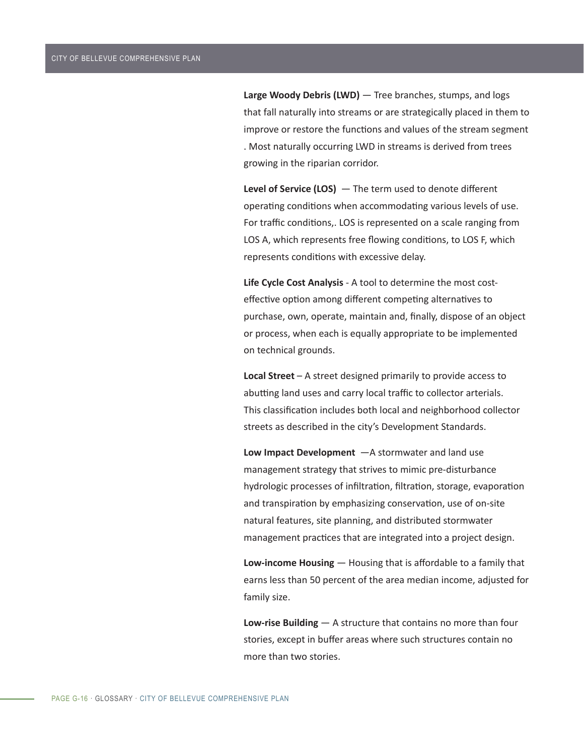**Large Woody Debris (LWD)** — Tree branches, stumps, and logs that fall naturally into streams or are strategically placed in them to improve or restore the functions and values of the stream segment . Most naturally occurring LWD in streams is derived from trees growing in the riparian corridor.

**Level of Service (LOS)** — The term used to denote different operating conditions when accommodating various levels of use. For traffic conditions,. LOS is represented on a scale ranging from LOS A, which represents free flowing conditions, to LOS F, which represents conditions with excessive delay.

**Life Cycle Cost Analysis** - A tool to determine the most cost-effective option among different competing alternatives to purchase, own, operate, maintain and, finally, dispose of an object or process, when each is equally appropriate to be implemented on technical grounds.

**Local Street** – A street designed primarily to provide access to abutting land uses and carry local traffic to collector arterials. This classification includes both local and neighborhood collector streets as described in the city's Development Standards.

**Low Impact Development** —A stormwater and land use management strategy that strives to mimic pre-disturbance hydrologic processes of infiltration, filtration, storage, evaporation and transpiration by emphasizing conservation, use of on-site natural features, site planning, and distributed stormwater management practices that are integrated into a project design.

**Low-income Housing** — Housing that is affordable to a family that earns less than 50 percent of the area median income, adjusted for family size.

**Low-rise Building** — A structure that contains no more than four stories, except in buffer areas where such structures contain no more than two stories.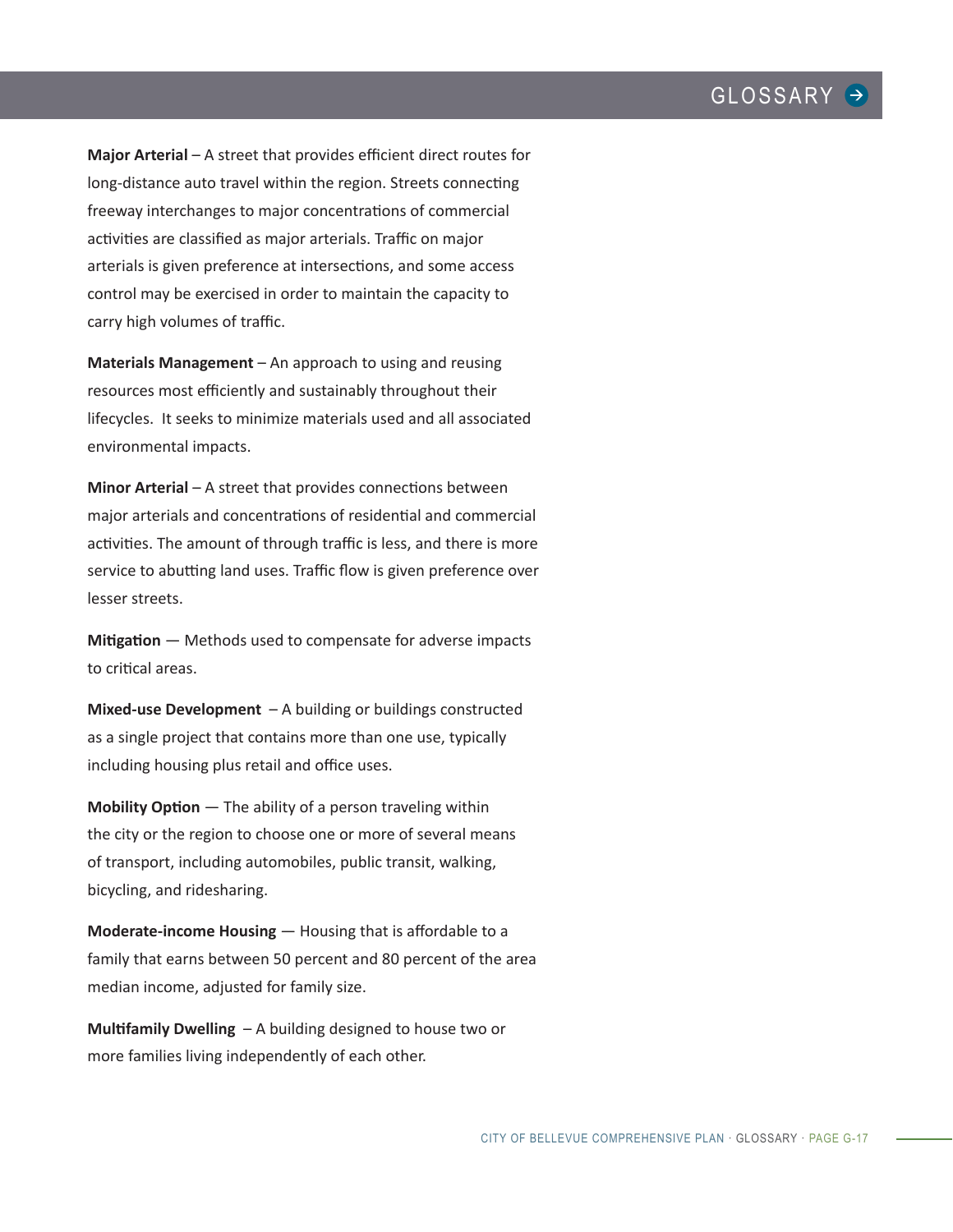**Major Arterial** – A street that provides efficient direct routes for long-distance auto travel within the region. Streets connecting freeway interchanges to major concentrations of commercial activities are classified as major arterials. Traffic on major arterials is given preference at intersections, and some access control may be exercised in order to maintain the capacity to carry high volumes of traffic.

**Materials Management** – An approach to using and reusing resources most efficiently and sustainably throughout their lifecycles. It seeks to minimize materials used and all associated environmental impacts.

**Minor Arterial** – A street that provides connections between major arterials and concentrations of residential and commercial activities. The amount of through traffic is less, and there is more service to abutting land uses. Traffic flow is given preference over lesser streets.

**Mitigation** — Methods used to compensate for adverse impacts to critical areas.

**Mixed-use Development** – A building or buildings constructed as a single project that contains more than one use, typically including housing plus retail and office uses.

**Mobility Option** — The ability of a person traveling within the city or the region to choose one or more of several means of transport, including automobiles, public transit, walking, bicycling, and ridesharing.

**Moderate-income Housing** — Housing that is affordable to a family that earns between 50 percent and 80 percent of the area median income, adjusted for family size.

**Multifamily Dwelling** – A building designed to house two or more families living independently of each other.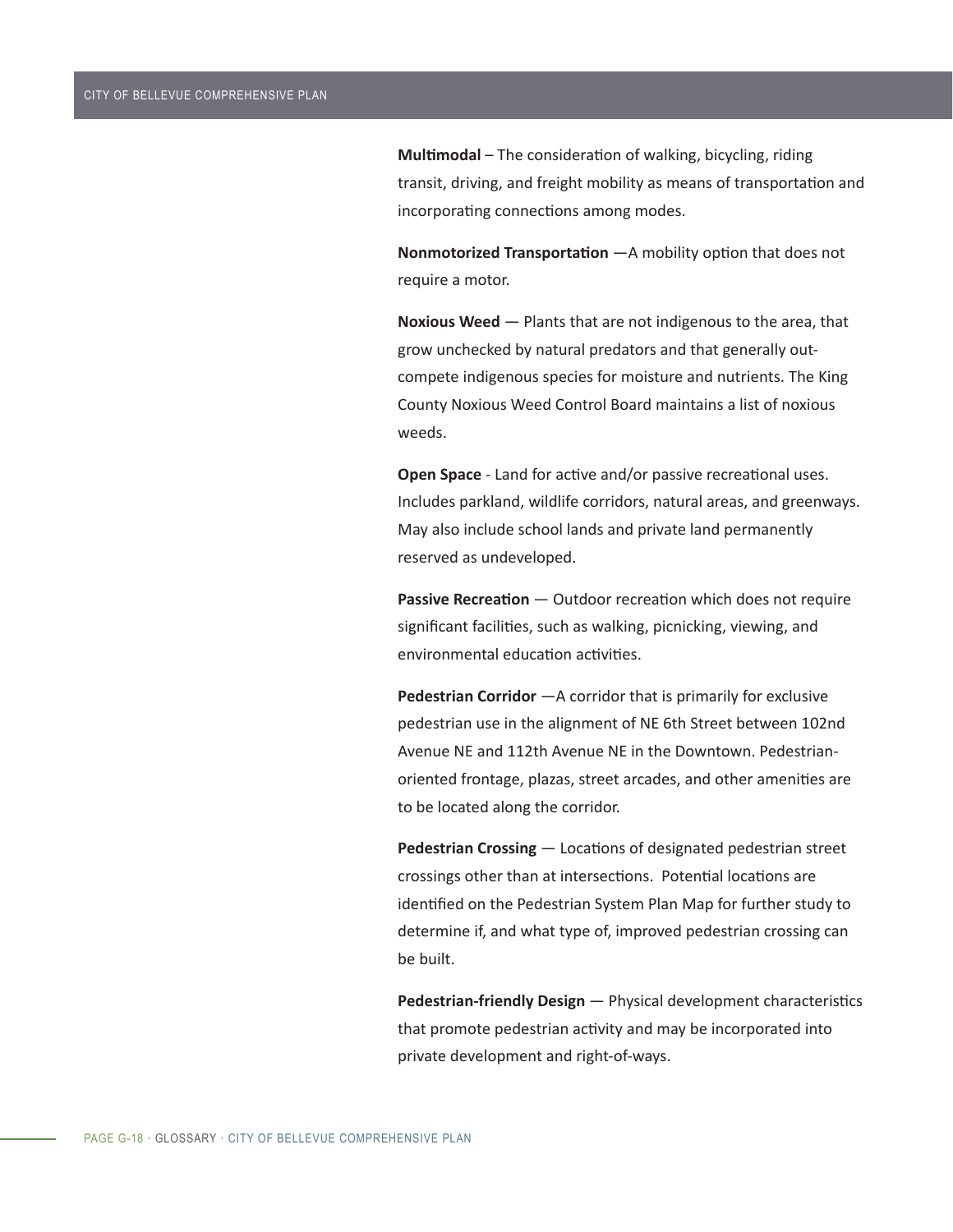**Multimodal** – The consideration of walking, bicycling, riding transit, driving, and freight mobility as means of transportation and incorporating connections among modes.

**Nonmotorized Transportation** —A mobility option that does not require a motor.

**Noxious Weed** — Plants that are not indigenous to the area, that grow unchecked by natural predators and that generally out-compete indigenous species for moisture and nutrients. The King County Noxious Weed Control Board maintains a list of noxious weeds.

**Open Space** - Land for active and/or passive recreational uses. Includes parkland, wildlife corridors, natural areas, and greenways. May also include school lands and private land permanently reserved as undeveloped.

**Passive Recreation** — Outdoor recreation which does not require significant facilities, such as walking, picnicking, viewing, and environmental education activities.

**Pedestrian Corridor** —A corridor that is primarily for exclusive pedestrian use in the alignment of NE 6th Street between 102nd Avenue NE and 112th Avenue NE in the Downtown. Pedestrian-oriented frontage, plazas, street arcades, and other amenities are to be located along the corridor.

**Pedestrian Crossing** — Locations of designated pedestrian street crossings other than at intersections. Potential locations are identified on the Pedestrian System Plan Map for further study to determine if, and what type of, improved pedestrian crossing can be built.

**Pedestrian-friendly Design** — Physical development characteristics that promote pedestrian activity and may be incorporated into private development and right-of-ways.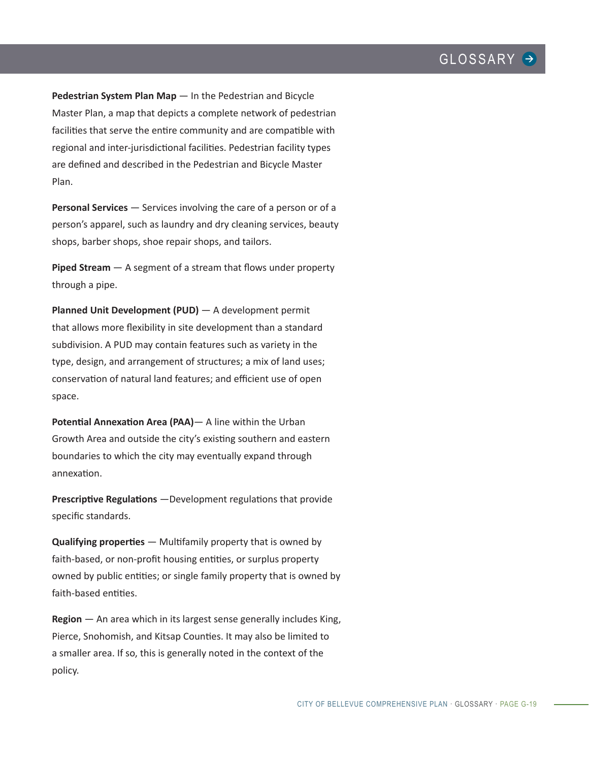**Pedestrian System Plan Map** — In the Pedestrian and Bicycle Master Plan, a map that depicts a complete network of pedestrian facilities that serve the entire community and are compatible with regional and inter-jurisdictional facilities. Pedestrian facility types are defined and described in the Pedestrian and Bicycle Master Plan.

**Personal Services** — Services involving the care of a person or of a person's apparel, such as laundry and dry cleaning services, beauty shops, barber shops, shoe repair shops, and tailors.

**Piped Stream** — A segment of a stream that flows under property through a pipe.

**Planned Unit Development (PUD)** — A development permit that allows more flexibility in site development than a standard subdivision. A PUD may contain features such as variety in the type, design, and arrangement of structures; a mix of land uses; conservation of natural land features; and efficient use of open space.

**Potential Annexation Area (PAA)**— A line within the Urban Growth Area and outside the city's existing southern and eastern boundaries to which the city may eventually expand through annexation.

**Prescriptive Regulations** —Development regulations that provide specific standards.

**Qualifying properties** — Multifamily property that is owned by faith-based, or non-profit housing entities, or surplus property owned by public entities; or single family property that is owned by faith-based entities.

**Region** — An area which in its largest sense generally includes King, Pierce, Snohomish, and Kitsap Counties. It may also be limited to a smaller area. If so, this is generally noted in the context of the policy.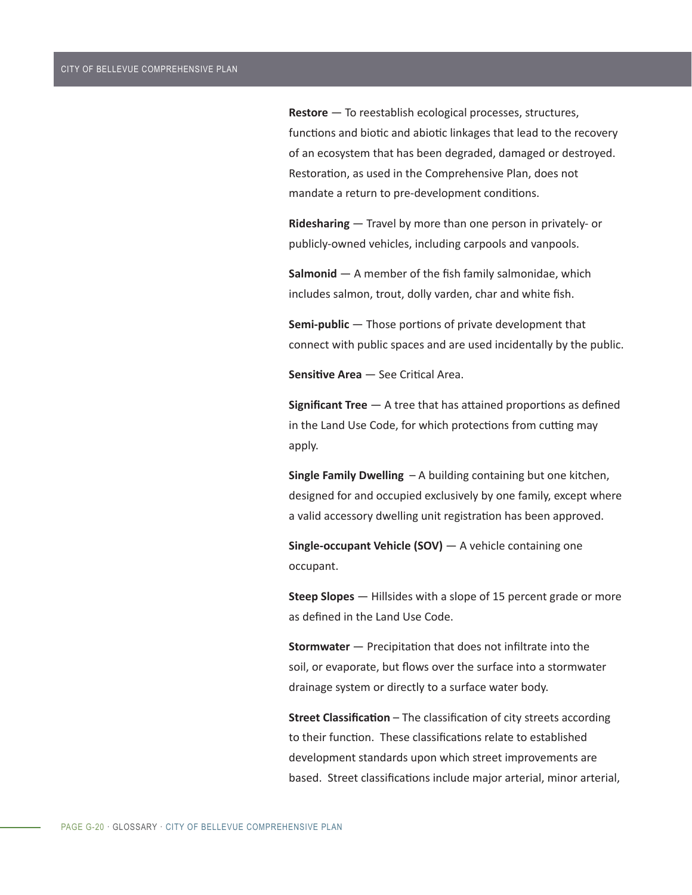**Restore** — To reestablish ecological processes, structures, functions and biotic and abiotic linkages that lead to the recovery of an ecosystem that has been degraded, damaged or destroyed. Restoration, as used in the Comprehensive Plan, does not mandate a return to pre-development conditions.

**Ridesharing** — Travel by more than one person in privately- or publicly-owned vehicles, including carpools and vanpools.

**Salmonid** — A member of the fish family salmonidae, which includes salmon, trout, dolly varden, char and white fish.

**Semi-public** — Those portions of private development that connect with public spaces and are used incidentally by the public.

**Sensitive Area** — See Critical Area.

**Significant Tree** — A tree that has attained proportions as defined in the Land Use Code, for which protections from cutting may apply.

**Single Family Dwelling** – A building containing but one kitchen, designed for and occupied exclusively by one family, except where a valid accessory dwelling unit registration has been approved.

**Single-occupant Vehicle (SOV)** — A vehicle containing one occupant.

**Steep Slopes** — Hillsides with a slope of 15 percent grade or more as defined in the Land Use Code.

**Stormwater** — Precipitation that does not infiltrate into the soil, or evaporate, but flows over the surface into a stormwater drainage system or directly to a surface water body.

**Street Classification** – The classification of city streets according to their function. These classifications relate to established development standards upon which street improvements are based. Street classifications include major arterial, minor arterial,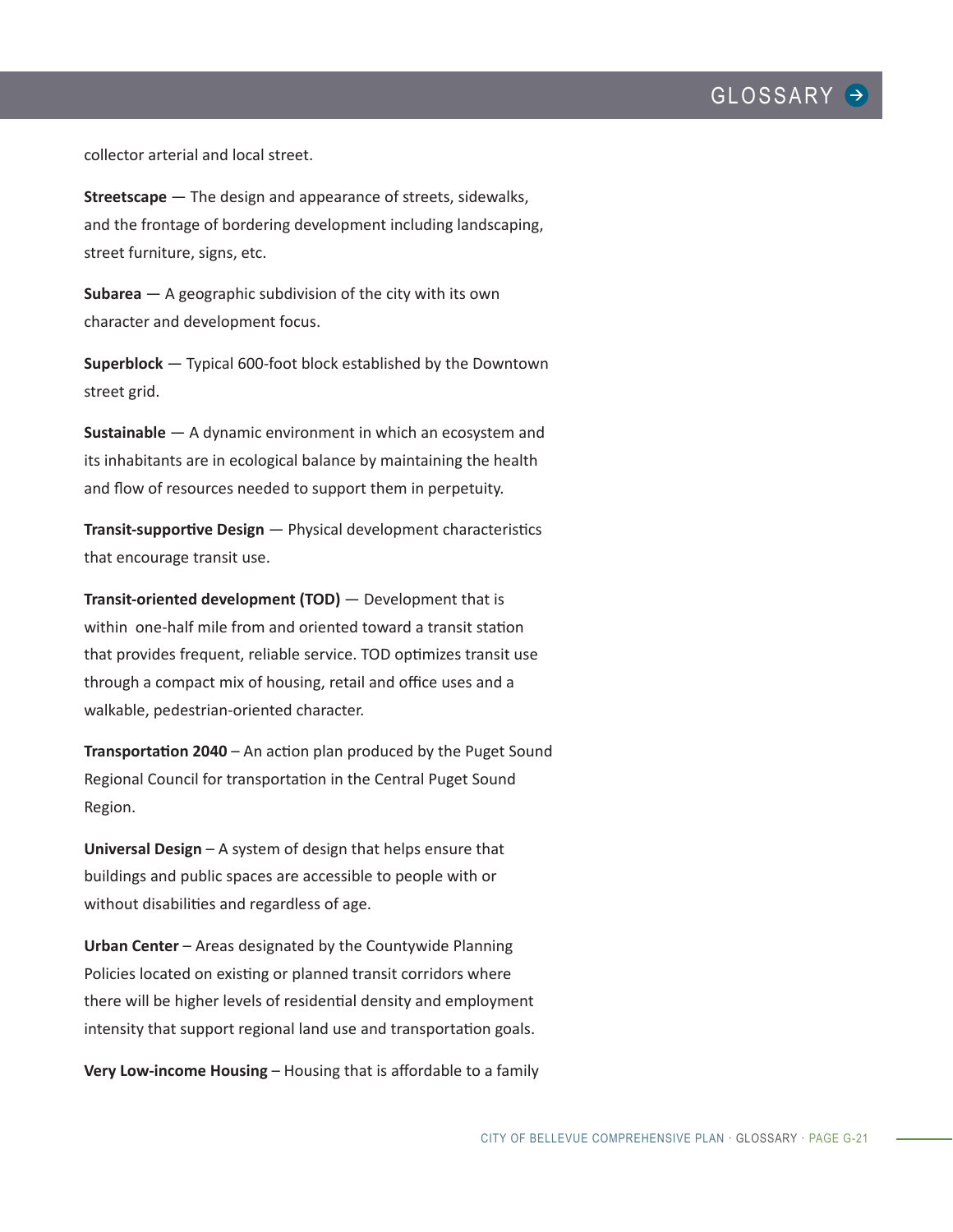collector arterial and local street.

**Streetscape** — The design and appearance of streets, sidewalks, and the frontage of bordering development including landscaping, street furniture, signs, etc.

**Subarea** — A geographic subdivision of the city with its own character and development focus.

**Superblock** — Typical 600-foot block established by the Downtown street grid.

**Sustainable** — A dynamic environment in which an ecosystem and its inhabitants are in ecological balance by maintaining the health and flow of resources needed to support them in perpetuity.

**Transit-supportive Design** — Physical development characteristics that encourage transit use.

**Transit-oriented development (TOD)** — Development that is within one-half mile from and oriented toward a transit station that provides frequent, reliable service. TOD optimizes transit use through a compact mix of housing, retail and office uses and a walkable, pedestrian-oriented character.

**Transportation 2040** – An action plan produced by the Puget Sound Regional Council for transportation in the Central Puget Sound Region.

**Universal Design** – A system of design that helps ensure that buildings and public spaces are accessible to people with or without disabilities and regardless of age.

**Urban Center** – Areas designated by the Countywide Planning Policies located on existing or planned transit corridors where there will be higher levels of residential density and employment intensity that support regional land use and transportation goals.

**Very Low-income Housing** – Housing that is affordable to a family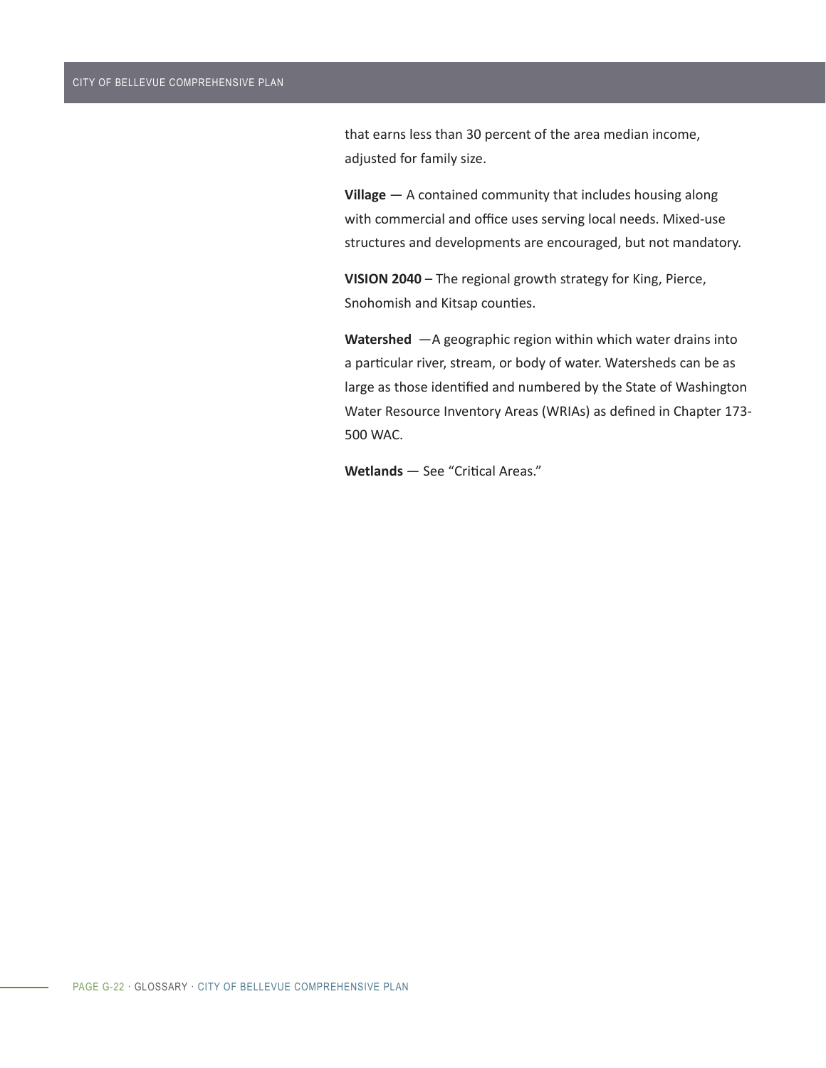that earns less than 30 percent of the area median income, adjusted for family size.

**Village** — A contained community that includes housing along with commercial and office uses serving local needs. Mixed-use structures and developments are encouraged, but not mandatory.

**VISION 2040** – The regional growth strategy for King, Pierce, Snohomish and Kitsap counties.

**Watershed** —A geographic region within which water drains into a particular river, stream, or body of water. Watersheds can be as large as those identified and numbered by the State of Washington Water Resource Inventory Areas (WRIAs) as defined in Chapter 173-500 WAC.

**Wetlands** — See "Critical Areas."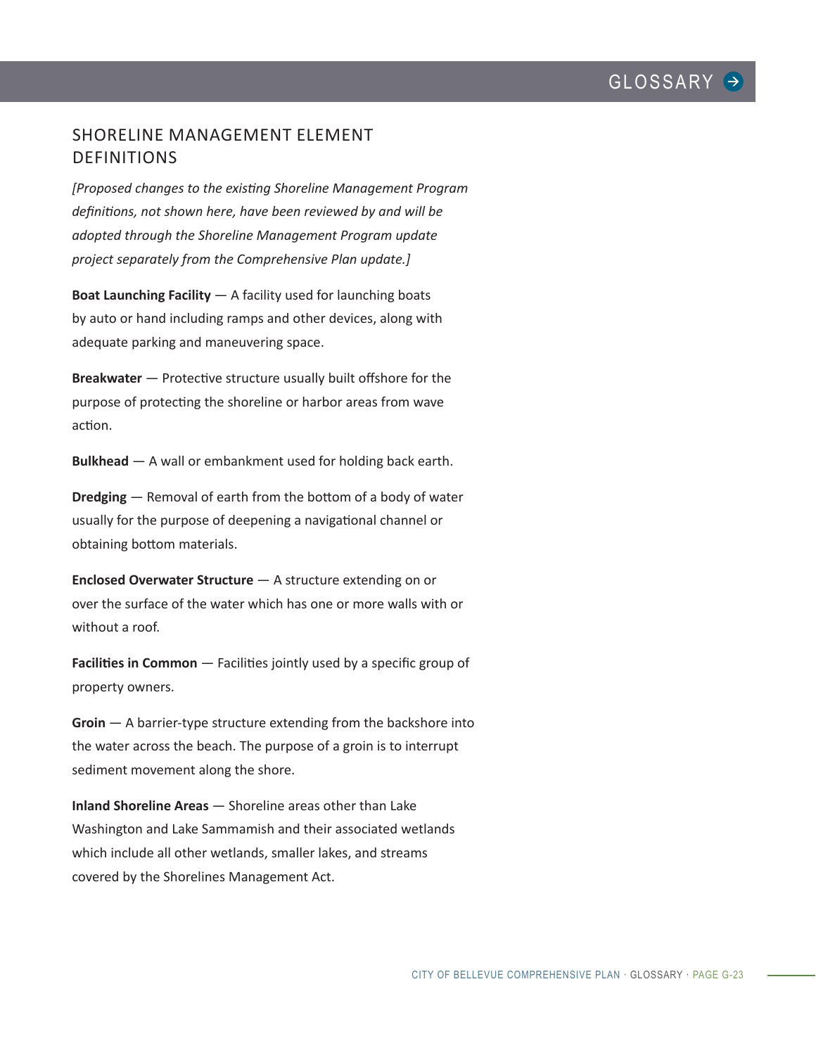## SHORELINE MANAGEMENT ELEMENT DEFINITIONS

*[Proposed changes to the existing Shoreline Management Program definitions, not shown here, have been reviewed by and will be adopted through the Shoreline Management Program update project separately from the Comprehensive Plan update.]*

**Boat Launching Facility** — A facility used for launching boats by auto or hand including ramps and other devices, along with adequate parking and maneuvering space.

**Breakwater** — Protective structure usually built offshore for the purpose of protecting the shoreline or harbor areas from wave action.

**Bulkhead** — A wall or embankment used for holding back earth.

**Dredging** — Removal of earth from the bottom of a body of water usually for the purpose of deepening a navigational channel or obtaining bottom materials.

**Enclosed Overwater Structure** — A structure extending on or over the surface of the water which has one or more walls with or without a roof.

**Facilities in Common** — Facilities jointly used by a specific group of property owners.

**Groin** — A barrier-type structure extending from the backshore into the water across the beach. The purpose of a groin is to interrupt sediment movement along the shore.

**Inland Shoreline Areas** — Shoreline areas other than Lake Washington and Lake Sammamish and their associated wetlands which include all other wetlands, smaller lakes, and streams covered by the Shorelines Management Act.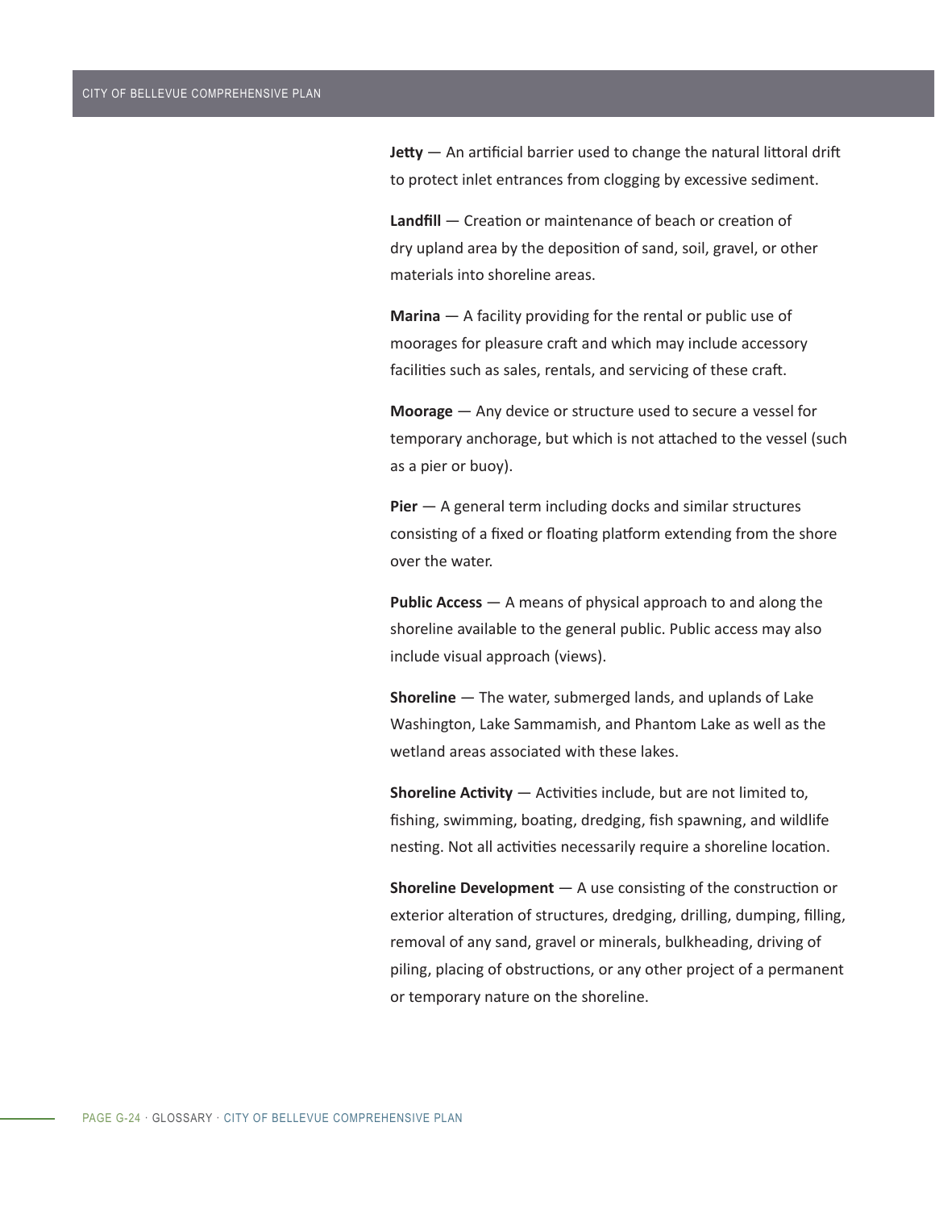**Jetty** — An artificial barrier used to change the natural littoral drift to protect inlet entrances from clogging by excessive sediment.

**Landfill** — Creation or maintenance of beach or creation of dry upland area by the deposition of sand, soil, gravel, or other materials into shoreline areas.

**Marina** — A facility providing for the rental or public use of moorages for pleasure craft and which may include accessory facilities such as sales, rentals, and servicing of these craft.

**Moorage** — Any device or structure used to secure a vessel for temporary anchorage, but which is not attached to the vessel (such as a pier or buoy).

**Pier** — A general term including docks and similar structures consisting of a fixed or floating platform extending from the shore over the water.

**Public Access** — A means of physical approach to and along the shoreline available to the general public. Public access may also include visual approach (views).

**Shoreline** — The water, submerged lands, and uplands of Lake Washington, Lake Sammamish, and Phantom Lake as well as the wetland areas associated with these lakes.

**Shoreline Activity** — Activities include, but are not limited to, fishing, swimming, boating, dredging, fish spawning, and wildlife nesting. Not all activities necessarily require a shoreline location.

**Shoreline Development** — A use consisting of the construction or exterior alteration of structures, dredging, drilling, dumping, filling, removal of any sand, gravel or minerals, bulkheading, driving of piling, placing of obstructions, or any other project of a permanent or temporary nature on the shoreline.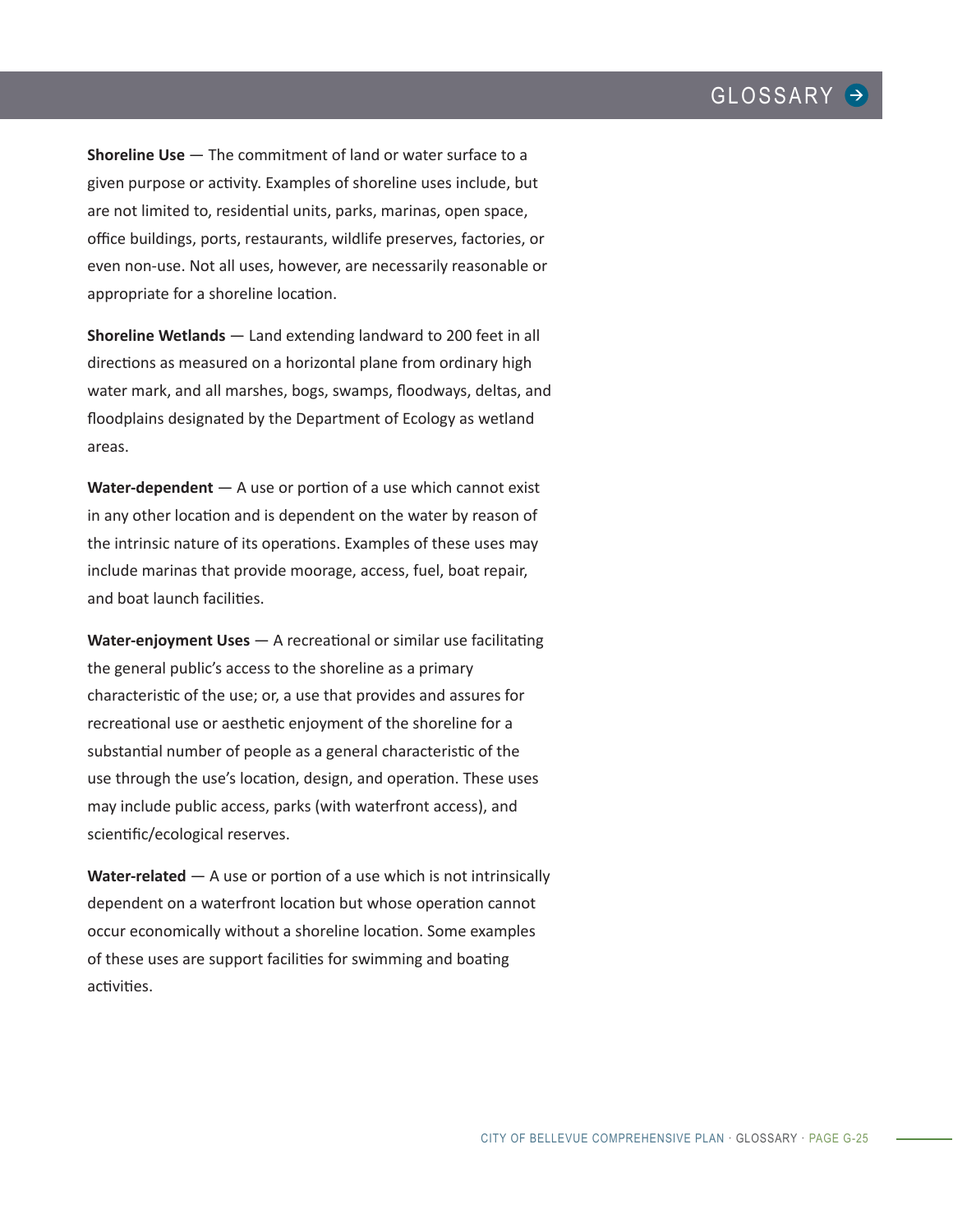**Shoreline Use** — The commitment of land or water surface to a given purpose or activity. Examples of shoreline uses include, but are not limited to, residential units, parks, marinas, open space, office buildings, ports, restaurants, wildlife preserves, factories, or even non-use. Not all uses, however, are necessarily reasonable or appropriate for a shoreline location.

**Shoreline Wetlands** — Land extending landward to 200 feet in all directions as measured on a horizontal plane from ordinary high water mark, and all marshes, bogs, swamps, floodways, deltas, and floodplains designated by the Department of Ecology as wetland areas.

**Water-dependent** — A use or portion of a use which cannot exist in any other location and is dependent on the water by reason of the intrinsic nature of its operations. Examples of these uses may include marinas that provide moorage, access, fuel, boat repair, and boat launch facilities.

**Water-enjoyment Uses** — A recreational or similar use facilitating the general public's access to the shoreline as a primary characteristic of the use; or, a use that provides and assures for recreational use or aesthetic enjoyment of the shoreline for a substantial number of people as a general characteristic of the use through the use's location, design, and operation. These uses may include public access, parks (with waterfront access), and scientific/ecological reserves.

**Water-related** — A use or portion of a use which is not intrinsically dependent on a waterfront location but whose operation cannot occur economically without a shoreline location. Some examples of these uses are support facilities for swimming and boating activities.